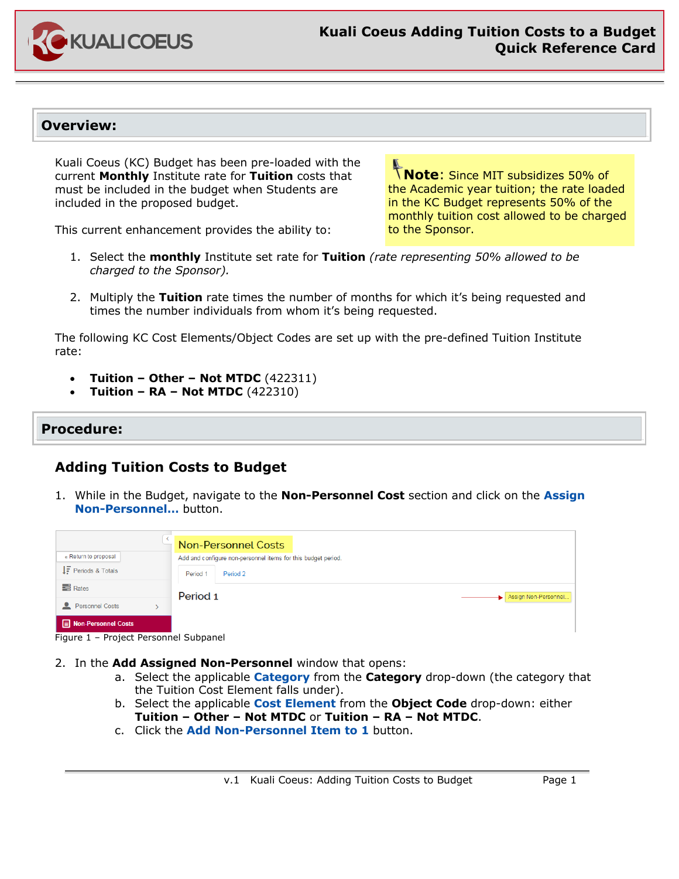# Kuali Coeus Adding Tuition Costs to a Budget Quick Reference Card

## Overview:

Kuali Coeus (KC) Budget has been pre-loaded with the current **Monthly** Institute rate for **Tuition** costs that must be included in the budget when Students are included in the proposed budget.

**Note**: Since MIT subsidizes 50% of the Academic year tuition; the rate loaded in the KC Budget represents 50% of the monthly tuition cost allowed to be charged to the Sponsor.

This current enhancement provides the ability to:

1. Select the **monthly** Institute set rate for **Tuition** *(rate representing 50% allowed to be charged to the Sponsor).*
2. Multiply the **Tuition** rate times the number of months for which it's being requested and times the number individuals from whom it's being requested.

The following KC Cost Elements/Object Codes are set up with the pre-defined Tuition Institute rate:

- **Tuition – Other – Not MTDC** (422311)
- **Tuition – RA – Not MTDC** (422310)

## Procedure:

### Adding Tuition Costs to Budget

1. While in the Budget, navigate to the **Non-Personnel Cost** section and click on the **Assign Non-Personnel…** button.

Figure 1 – Project Personnel Subpanel

2. In the **Add Assigned Non-Personnel** window that opens:
   a. Select the applicable **Category** from the **Category** drop-down (the category that the Tuition Cost Element falls under).
   b. Select the applicable **Cost Element** from the **Object Code** drop-down: either **Tuition – Other – Not MTDC** or **Tuition – RA – Not MTDC**.
   c. Click the **Add Non-Personnel Item to 1** button.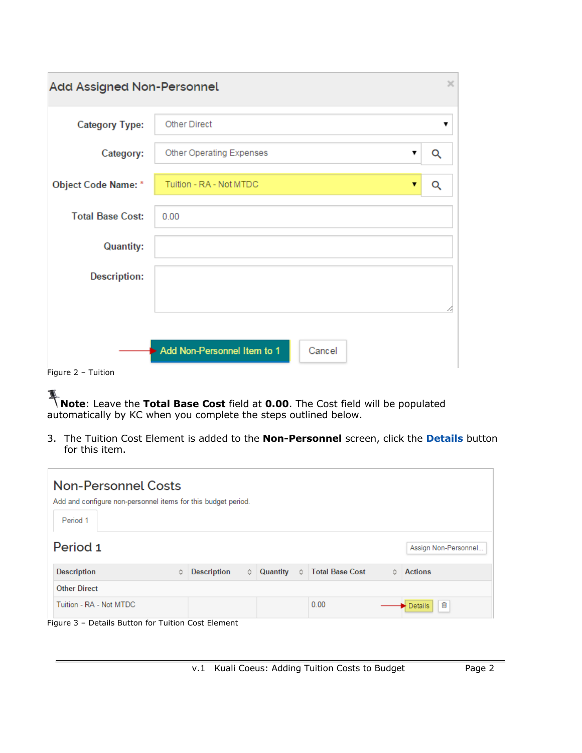Figure 2 – Tuition

**Note**: Leave the **Total Base Cost** field at **0.00**. The Cost field will be populated automatically by KC when you complete the steps outlined below.

3. The Tuition Cost Element is added to the **Non-Personnel** screen, click the **Details** button for this item.

Figure 3 – Details Button for Tuition Cost Element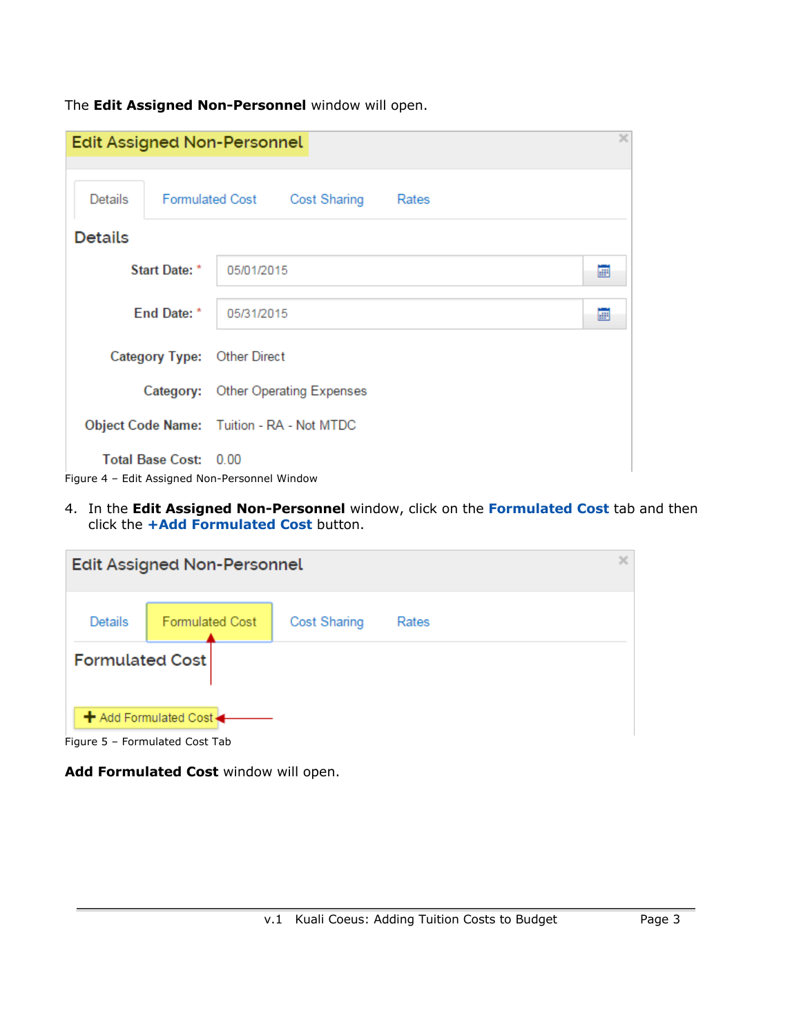The **Edit Assigned Non-Personnel** window will open.

Figure 4 – Edit Assigned Non-Personnel Window

4. In the **Edit Assigned Non-Personnel** window, click on the **Formulated Cost** tab and then click the **+Add Formulated Cost** button.

Figure 5 – Formulated Cost Tab

**Add Formulated Cost** window will open.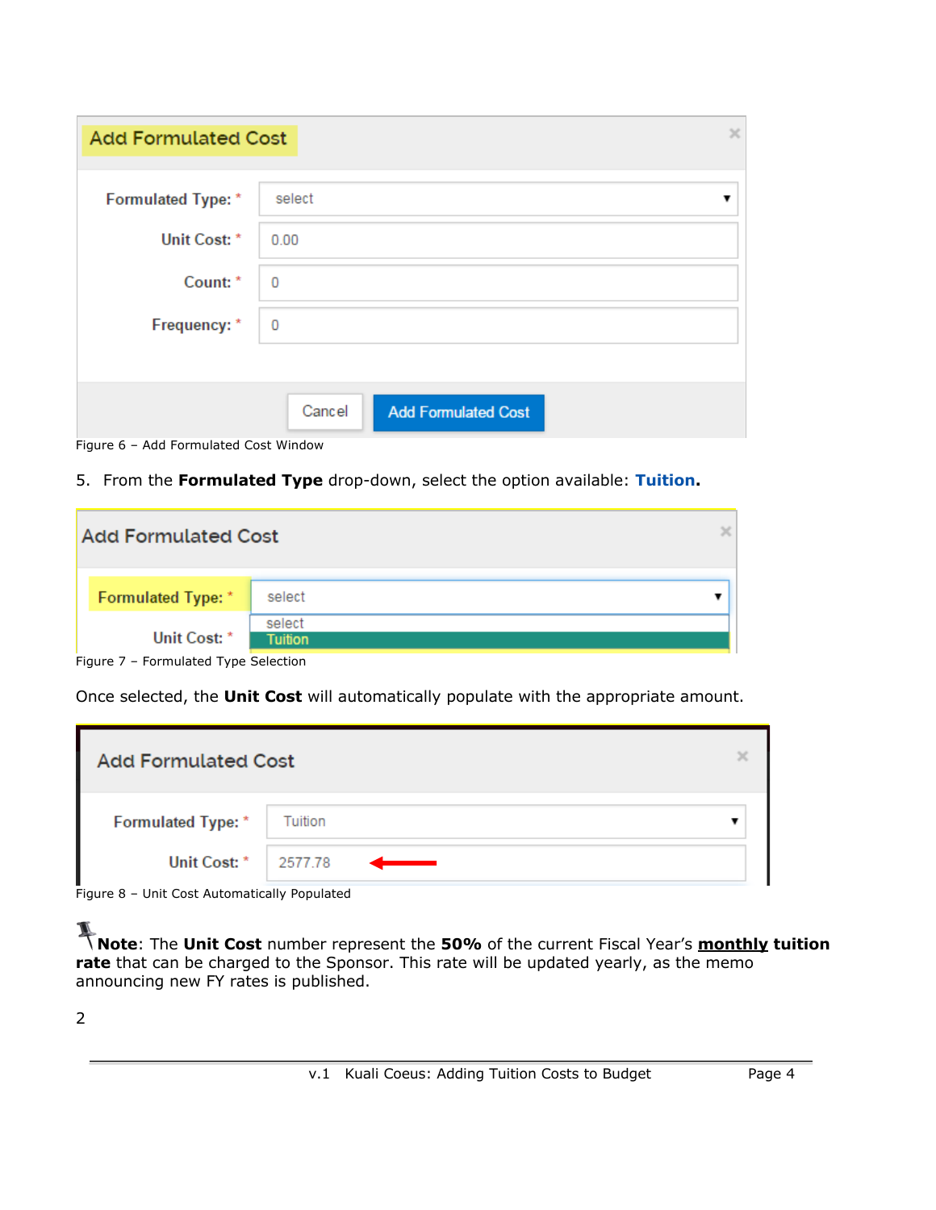Figure 6 – Add Formulated Cost Window

5. From the **Formulated Type** drop-down, select the option available: **Tuition.**

Figure 7 – Formulated Type Selection

Once selected, the **Unit Cost** will automatically populate with the appropriate amount.

Figure 8 – Unit Cost Automatically Populated

**Note**: The **Unit Cost** number represent the **50%** of the current Fiscal Year's **monthly tuition rate** that can be charged to the Sponsor. This rate will be updated yearly, as the memo announcing new FY rates is published.

2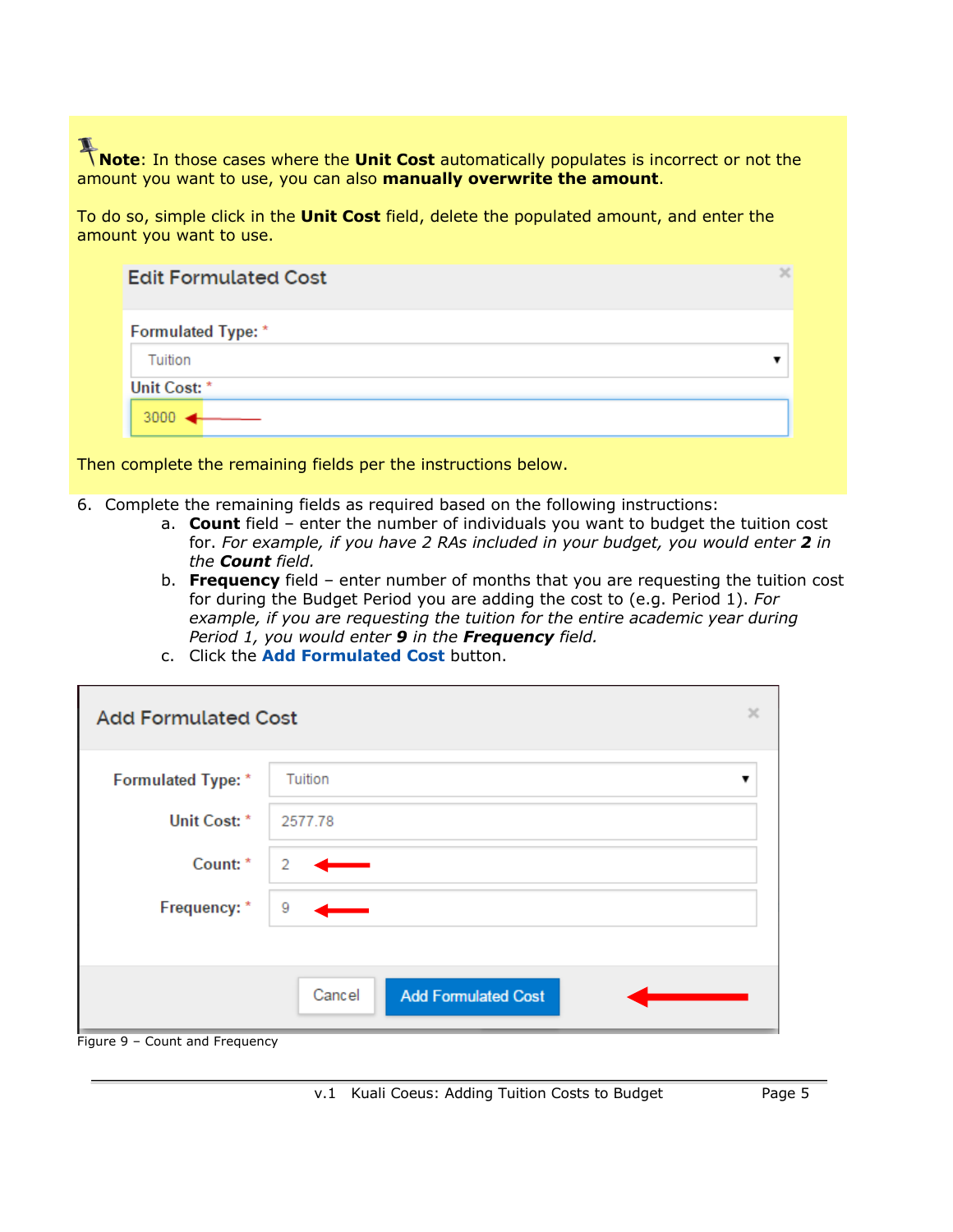**Note**: In those cases where the **Unit Cost** automatically populates is incorrect or not the amount you want to use, you can also **manually overwrite the amount**.

To do so, simple click in the **Unit Cost** field, delete the populated amount, and enter the amount you want to use.

Then complete the remaining fields per the instructions below.

6. Complete the remaining fields as required based on the following instructions:
    a. **Count** field – enter the number of individuals you want to budget the tuition cost for. *For example, if you have 2 RAs included in your budget, you would enter **2** in the **Count** field.*
    b. **Frequency** field – enter number of months that you are requesting the tuition cost for during the Budget Period you are adding the cost to (e.g. Period 1). *For example, if you are requesting the tuition for the entire academic year during Period 1, you would enter **9** in the **Frequency** field.*
    c. Click the **Add Formulated Cost** button.

Figure 9 – Count and Frequency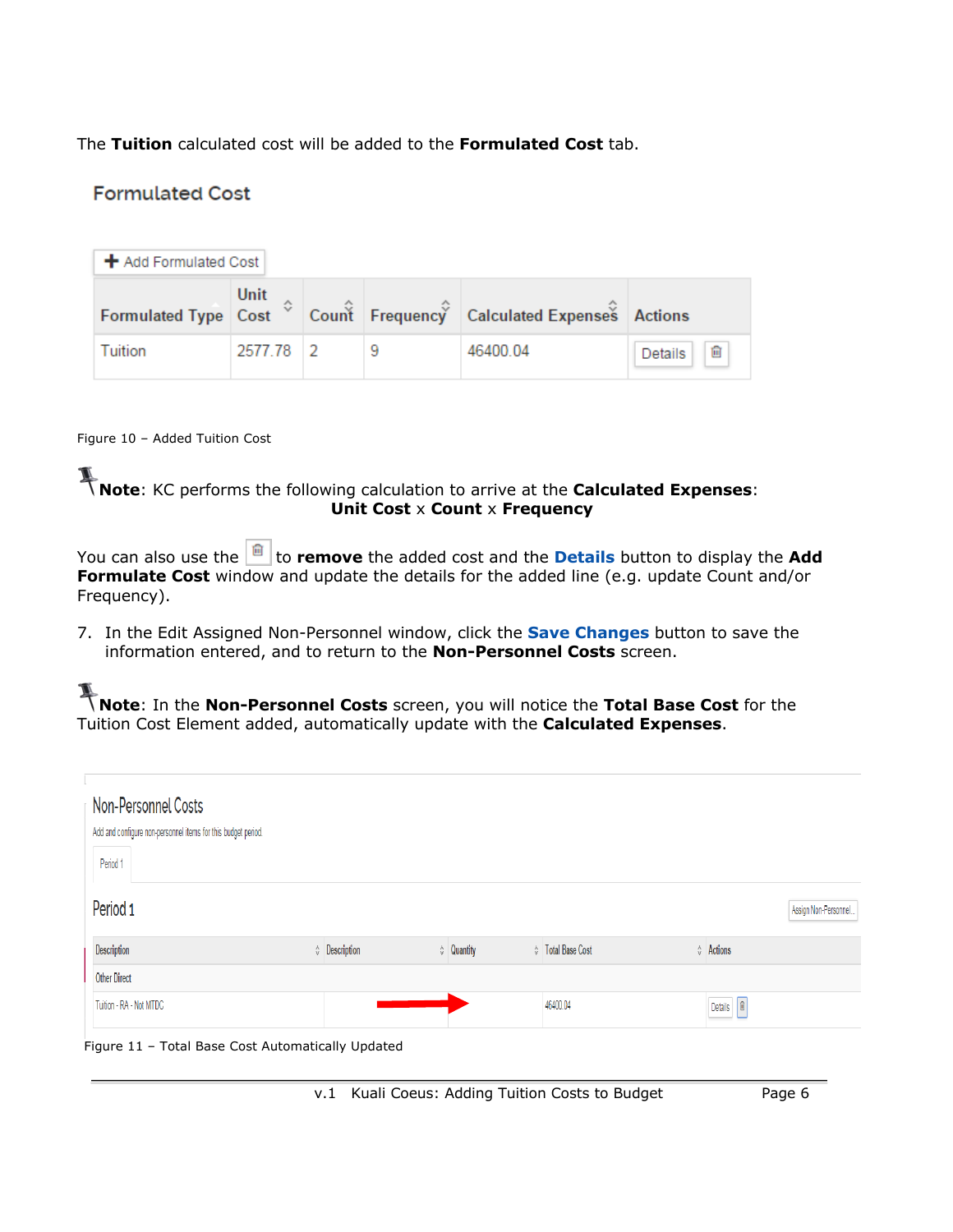The **Tuition** calculated cost will be added to the **Formulated Cost** tab.

Formulated Cost

+ Add Formulated Cost

| Formulated Type | Unit Cost | Count | Frequency | Calculated Expenses | Actions |
|---|---|---|---|---|---|
| Tuition | 2577.78 | 2 | 9 | 46400.04 | Details |

Figure 10 – Added Tuition Cost

**Note**: KC performs the following calculation to arrive at the **Calculated Expenses**:

**Unit Cost** x **Count** x **Frequency**

You can also use the  to **remove** the added cost and the **Details** button to display the **Add Formulate Cost** window and update the details for the added line (e.g. update Count and/or Frequency).

7. In the Edit Assigned Non-Personnel window, click the **Save Changes** button to save the information entered, and to return to the **Non-Personnel Costs** screen.

**Note**: In the **Non-Personnel Costs** screen, you will notice the **Total Base Cost** for the Tuition Cost Element added, automatically update with the **Calculated Expenses**.

Non-Personnel Costs

Add and configure non-personnel items for this budget period.

Period 1

Period 1

Assign Non-Personnel...

| Description | Description | Quantity | Total Base Cost | Actions |
|---|---|---|---|---|
| Other Direct | | | | |
| Tuition - RA - Not MTDC | | | 46400.04 | Details |

Figure 11 – Total Base Cost Automatically Updated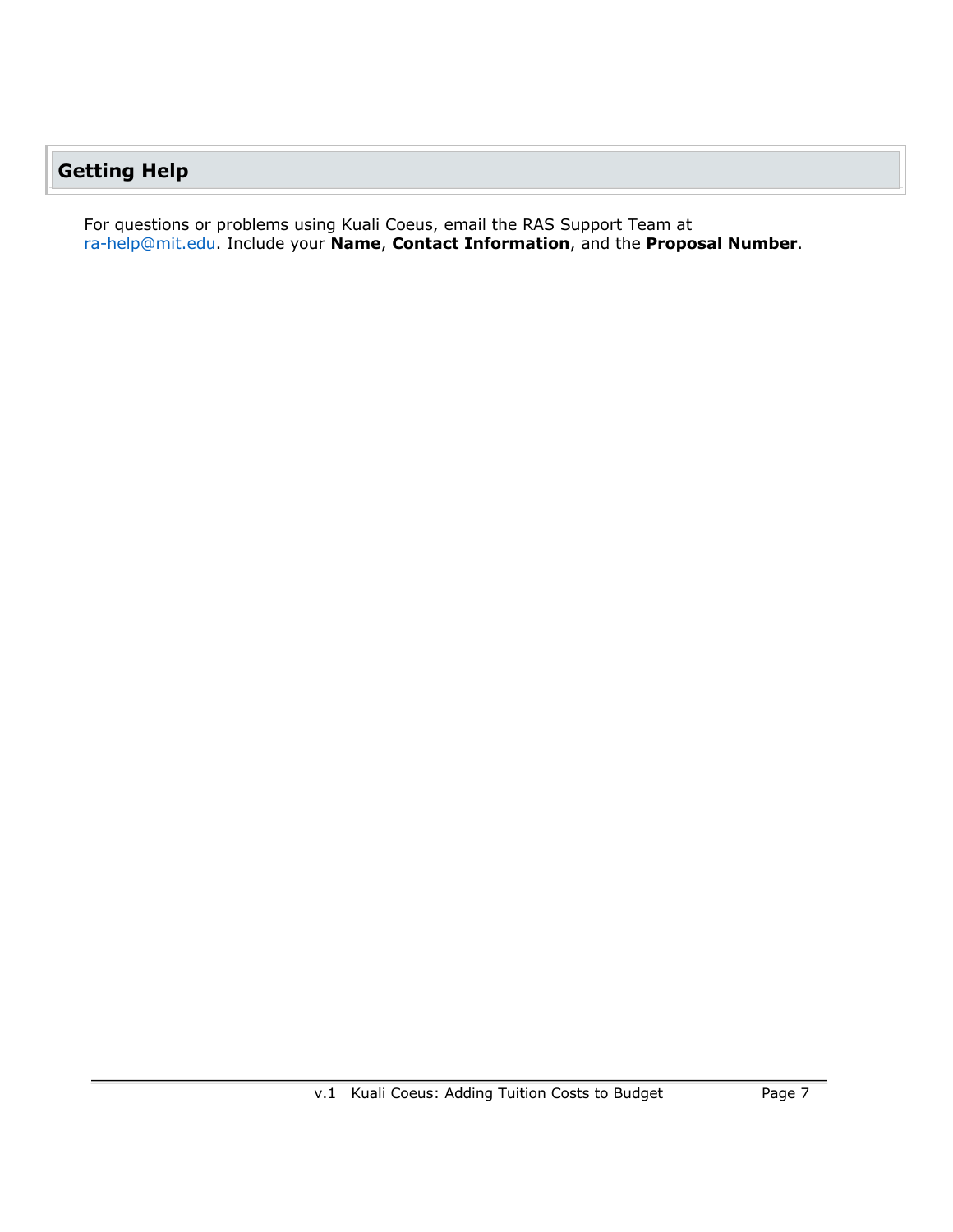## Getting Help

For questions or problems using Kuali Coeus, email the RAS Support Team at [ra-help@mit.edu](mailto:ra-help@mit.edu). Include your **Name**, **Contact Information**, and the **Proposal Number**.